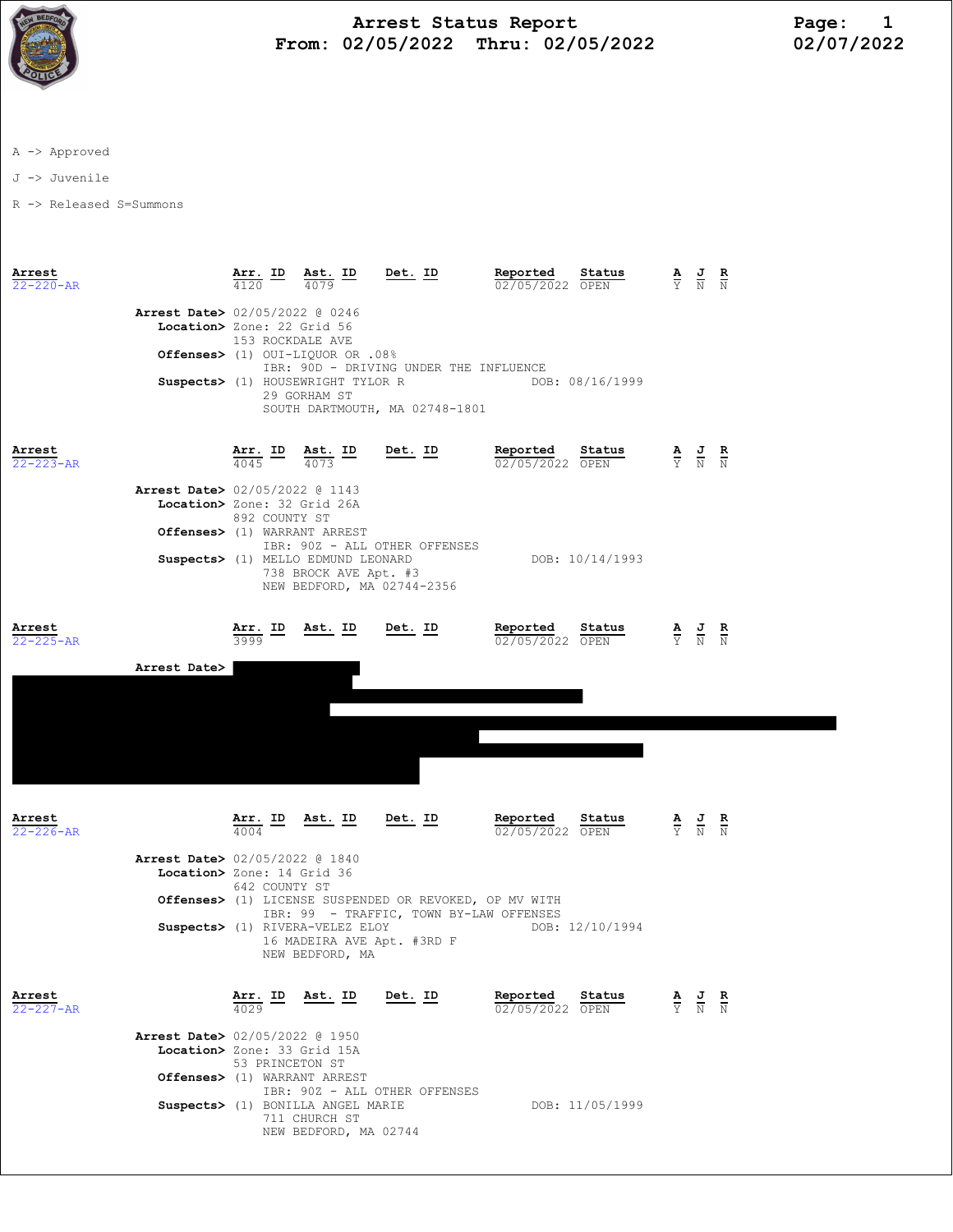# Arrest Status Report

**From: 02/05/2022 Thru: 02/05/2022**

02/07/2022

A -> Approved

J -> Juvenile

R -> Released S=Summons

| Arrest | Arr. ID | Ast. ID | Det. ID | Reported | Status | A | J | R |
|---|---|---|---|---|---|---|---|---|
| 22-220-AR | 4120 | 4079 | | 02/05/2022 | OPEN | Y | N | N |

**Arrest Date>** 02/05/2022 @ 0246
**Location>** Zone: 22 Grid 56
153 ROCKDALE AVE
**Offenses>** (1) OUI-LIQUOR OR .08%
IBR: 90D - DRIVING UNDER THE INFLUENCE
**Suspects>** (1) HOUSEWRIGHT TYLOR R DOB: 08/16/1999
29 GORHAM ST
SOUTH DARTMOUTH, MA 02748-1801

| Arrest | Arr. ID | Ast. ID | Det. ID | Reported | Status | A | J | R |
|---|---|---|---|---|---|---|---|---|
| 22-223-AR | 4045 | 4073 | | 02/05/2022 | OPEN | Y | N | N |

**Arrest Date>** 02/05/2022 @ 1143
**Location>** Zone: 32 Grid 26A
892 COUNTY ST
**Offenses>** (1) WARRANT ARREST
IBR: 90Z - ALL OTHER OFFENSES
**Suspects>** (1) MELLO EDMUND LEONARD DOB: 10/14/1993
738 BROCK AVE Apt. #3
NEW BEDFORD, MA 02744-2356

| Arrest | Arr. ID | Ast. ID | Det. ID | Reported | Status | A | J | R |
|---|---|---|---|---|---|---|---|---|
| 22-225-AR | 3999 | | | 02/05/2022 | OPEN | Y | N | N |

**Arrest Date>**

| Arrest | Arr. ID | Ast. ID | Det. ID | Reported | Status | A | J | R |
|---|---|---|---|---|---|---|---|---|
| 22-226-AR | 4004 | | | 02/05/2022 | OPEN | Y | N | N |

**Arrest Date>** 02/05/2022 @ 1840
**Location>** Zone: 14 Grid 36
642 COUNTY ST
**Offenses>** (1) LICENSE SUSPENDED OR REVOKED, OP MV WITH
IBR: 99 - TRAFFIC, TOWN BY-LAW OFFENSES
**Suspects>** (1) RIVERA-VELEZ ELOY DOB: 12/10/1994
16 MADEIRA AVE Apt. #3RD F
NEW BEDFORD, MA

| Arrest | Arr. ID | Ast. ID | Det. ID | Reported | Status | A | J | R |
|---|---|---|---|---|---|---|---|---|
| 22-227-AR | 4029 | | | 02/05/2022 | OPEN | Y | N | N |

**Arrest Date>** 02/05/2022 @ 1950
**Location>** Zone: 33 Grid 15A
53 PRINCETON ST
**Offenses>** (1) WARRANT ARREST
IBR: 90Z - ALL OTHER OFFENSES
**Suspects>** (1) BONILLA ANGEL MARIE DOB: 11/05/1999
711 CHURCH ST
NEW BEDFORD, MA 02744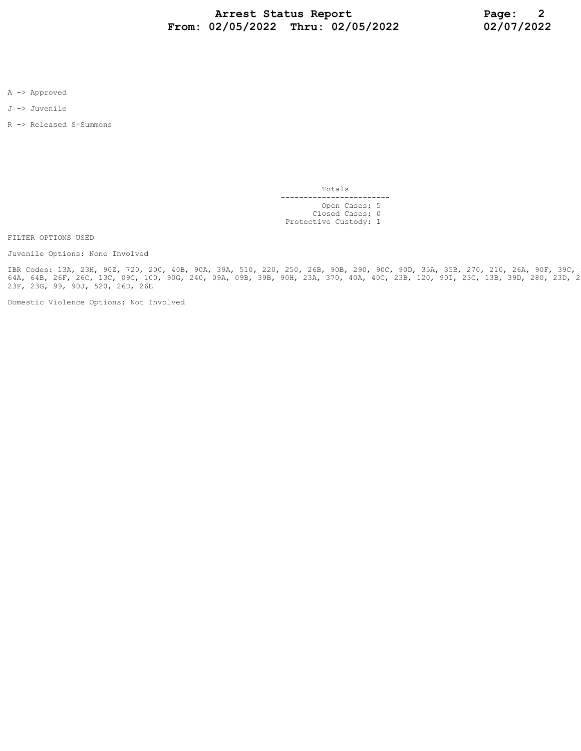# Arrest Status Report

**From: 02/05/2022 Thru: 02/05/2022**

A -> Approved

J -> Juvenile

R -> Released S=Summons

Totals

Open Cases: 5
Closed Cases: 0
Protective Custody: 1

FILTER OPTIONS USED

Juvenile Options: None Involved

IBR Codes: 13A, 23H, 90Z, 720, 200, 40B, 90A, 39A, 510, 220, 250, 26B, 90B, 290, 90C, 90D, 35A, 35B, 270, 210, 26A, 90F, 39C, 64A, 64B, 26F, 26C, 13C, 09C, 100, 90G, 240, 09A, 09B, 39B, 90H, 23A, 370, 40A, 40C, 23B, 120, 90I, 23C, 13B, 39D, 280, 23D, 23F, 23G, 99, 90J, 520, 26D, 26E

Domestic Violence Options: Not Involved